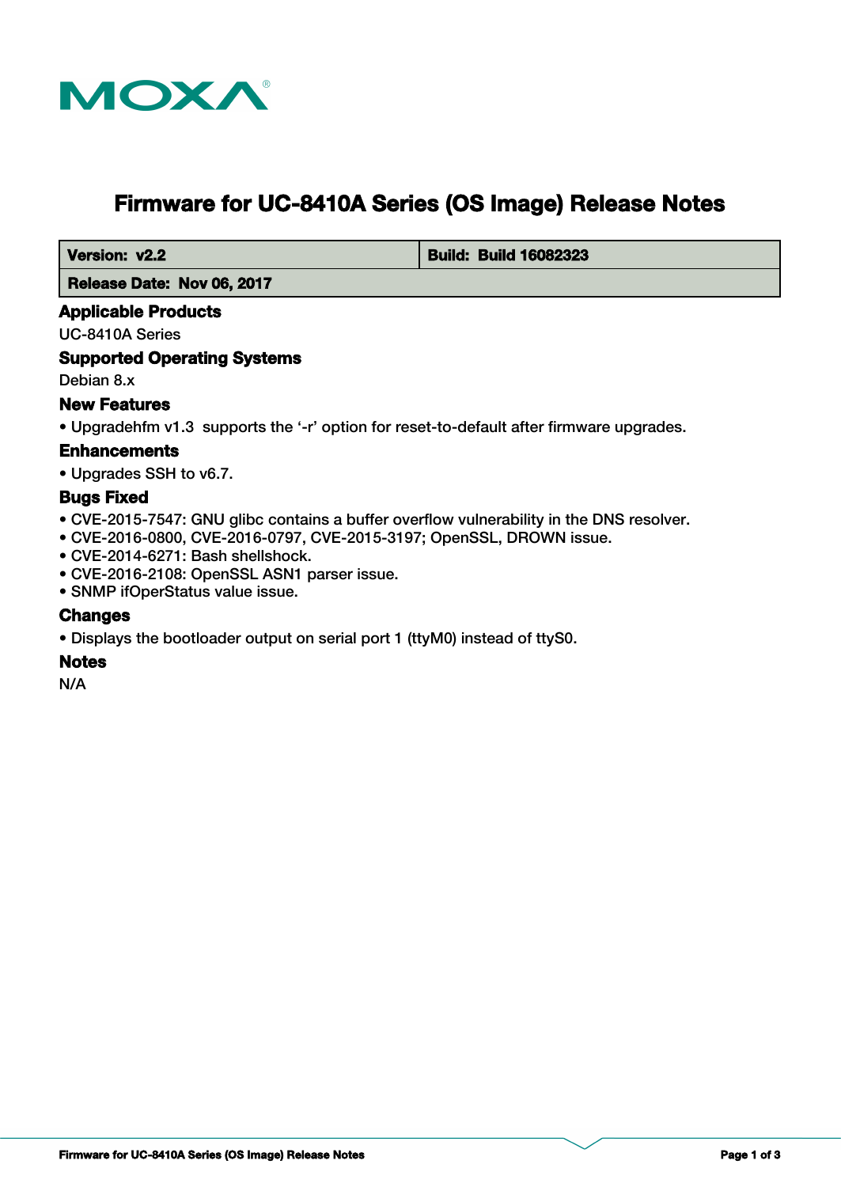# Firmware for UC-8410A Series (OS Image) Release Notes

| **Version: v2.2** | **Build: Build 16082323** |
| --- | --- |
| **Release Date: Nov 06, 2017** | |

## Applicable Products

UC-8410A Series

## Supported Operating Systems

Debian 8.x

## New Features

- Upgradehfm v1.3 supports the '-r' option for reset-to-default after firmware upgrades.

## Enhancements

- Upgrades SSH to v6.7.

## Bugs Fixed

- CVE-2015-7547: GNU glibc contains a buffer overflow vulnerability in the DNS resolver.
- CVE-2016-0800, CVE-2016-0797, CVE-2015-3197; OpenSSL, DROWN issue.
- CVE-2014-6271: Bash shellshock.
- CVE-2016-2108: OpenSSL ASN1 parser issue.
- SNMP ifOperStatus value issue.

## Changes

- Displays the bootloader output on serial port 1 (ttyM0) instead of ttyS0.

## Notes

N/A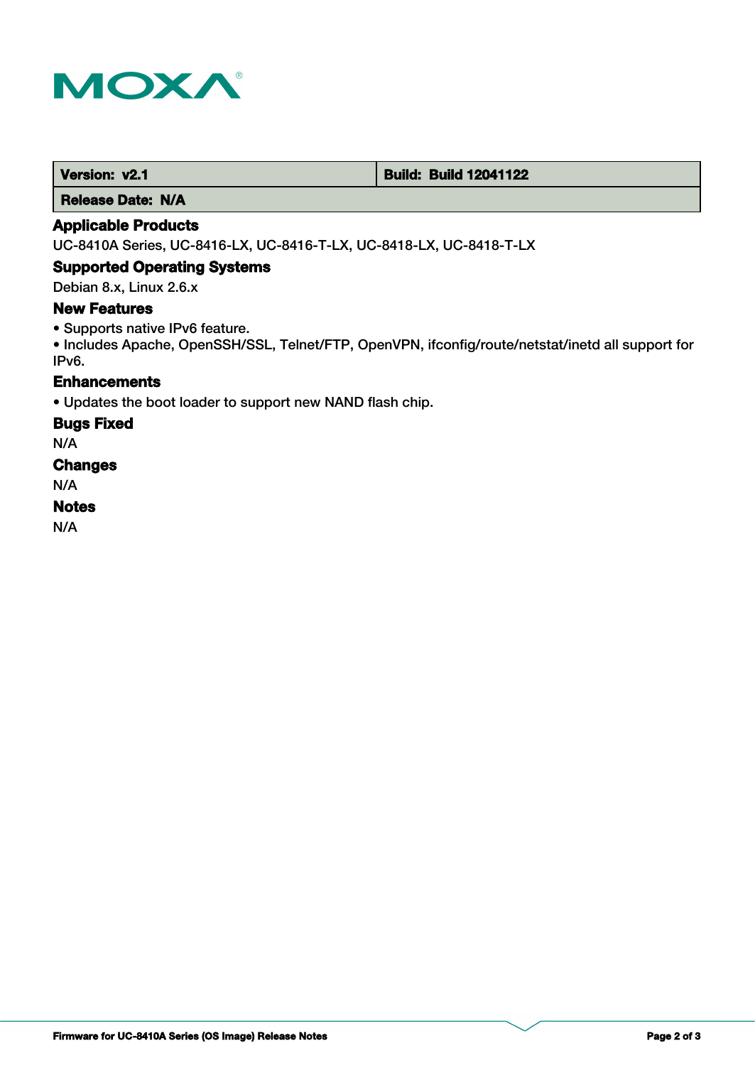| Version: v2.1 | Build: Build 12041122 |
| --- | --- |
| Release Date: N/A | |

## Applicable Products

UC-8410A Series, UC-8416-LX, UC-8416-T-LX, UC-8418-LX, UC-8418-T-LX

## Supported Operating Systems

Debian 8.x, Linux 2.6.x

## New Features

- Supports native IPv6 feature.
- Includes Apache, OpenSSH/SSL, Telnet/FTP, OpenVPN, ifconfig/route/netstat/inetd all support for IPv6.

## Enhancements

- Updates the boot loader to support new NAND flash chip.

## Bugs Fixed

N/A

## Changes

N/A

## Notes

N/A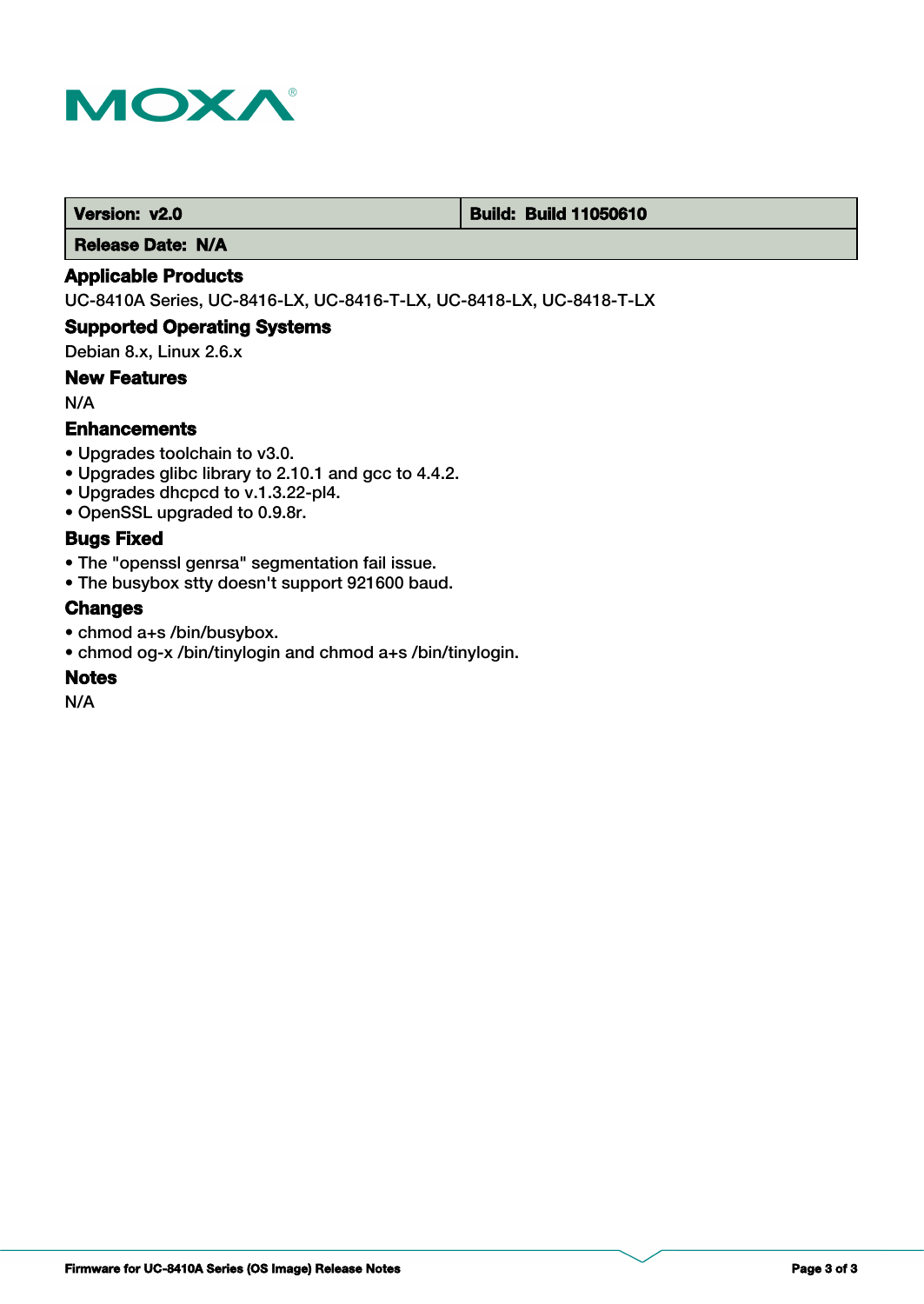| Version: v2.0 | Build: Build 11050610 |
| --- | --- |
| Release Date: N/A | |

## Applicable Products

UC-8410A Series, UC-8416-LX, UC-8416-T-LX, UC-8418-LX, UC-8418-T-LX

## Supported Operating Systems

Debian 8.x, Linux 2.6.x

## New Features

N/A

## Enhancements

- Upgrades toolchain to v3.0.
- Upgrades glibc library to 2.10.1 and gcc to 4.4.2.
- Upgrades dhcpcd to v.1.3.22-pl4.
- OpenSSL upgraded to 0.9.8r.

## Bugs Fixed

- The "openssl genrsa" segmentation fail issue.
- The busybox stty doesn't support 921600 baud.

## Changes

- chmod a+s /bin/busybox.
- chmod og-x /bin/tinylogin and chmod a+s /bin/tinylogin.

## Notes

N/A